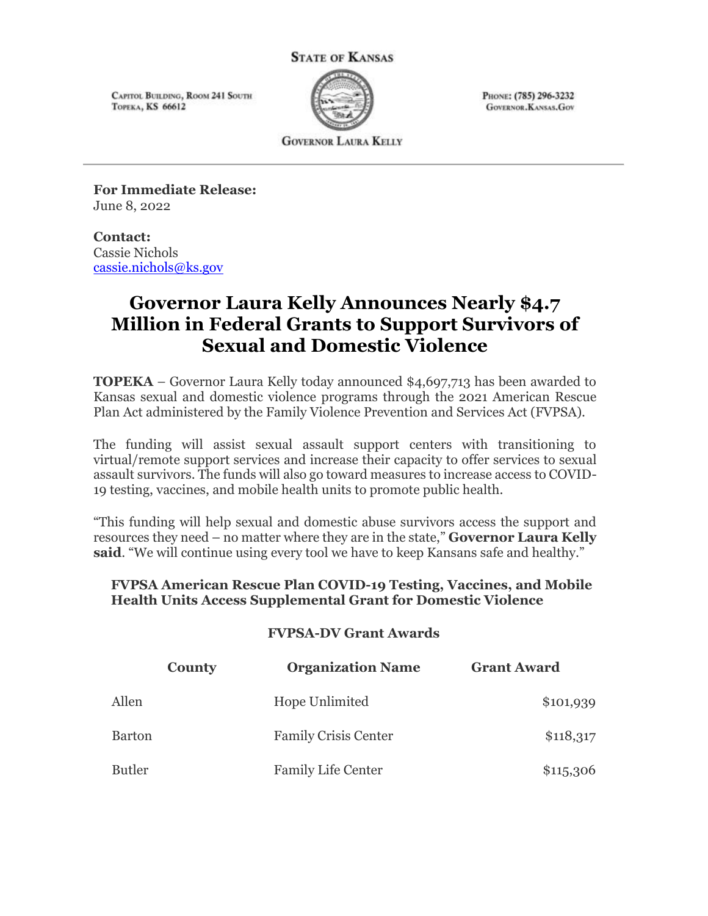**STATE OF KANSAS**

CAPITOL BUILDING, ROOM 241 SOUTH
TOPEKA, KS 66612

PHONE: (785) 296-3232
GOVERNOR.KANSAS.GOV

**GOVERNOR LAURA KELLY**

**For Immediate Release:**
June 8, 2022

**Contact:**
Cassie Nichols
cassie.nichols@ks.gov

# Governor Laura Kelly Announces Nearly $4.7 Million in Federal Grants to Support Survivors of Sexual and Domestic Violence

**TOPEKA** – Governor Laura Kelly today announced $4,697,713 has been awarded to Kansas sexual and domestic violence programs through the 2021 American Rescue Plan Act administered by the Family Violence Prevention and Services Act (FVPSA).

The funding will assist sexual assault support centers with transitioning to virtual/remote support services and increase their capacity to offer services to sexual assault survivors. The funds will also go toward measures to increase access to COVID-19 testing, vaccines, and mobile health units to promote public health.

"This funding will help sexual and domestic abuse survivors access the support and resources they need – no matter where they are in the state," **Governor Laura Kelly said**. "We will continue using every tool we have to keep Kansans safe and healthy."

**FVPSA American Rescue Plan COVID-19 Testing, Vaccines, and Mobile Health Units Access Supplemental Grant for Domestic Violence**

**FVPSA-DV Grant Awards**

| County | Organization Name | Grant Award |
|---|---|---|
| Allen | Hope Unlimited | $101,939 |
| Barton | Family Crisis Center | $118,317 |
| Butler | Family Life Center | $115,306 |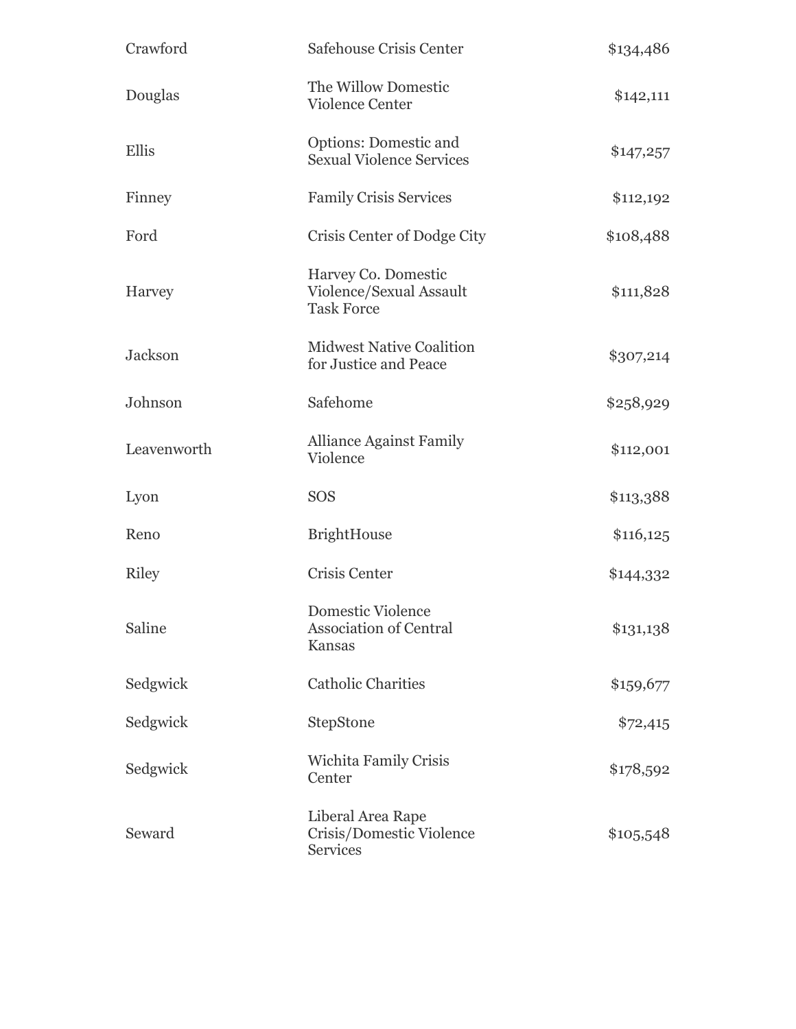| | | |
|---|---|---|
| Crawford | Safehouse Crisis Center | $134,486 |
| Douglas | The Willow Domestic Violence Center | $142,111 |
| Ellis | Options: Domestic and Sexual Violence Services | $147,257 |
| Finney | Family Crisis Services | $112,192 |
| Ford | Crisis Center of Dodge City | $108,488 |
| Harvey | Harvey Co. Domestic Violence/Sexual Assault Task Force | $111,828 |
| Jackson | Midwest Native Coalition for Justice and Peace | $307,214 |
| Johnson | Safehome | $258,929 |
| Leavenworth | Alliance Against Family Violence | $112,001 |
| Lyon | SOS | $113,388 |
| Reno | BrightHouse | $116,125 |
| Riley | Crisis Center | $144,332 |
| Saline | Domestic Violence Association of Central Kansas | $131,138 |
| Sedgwick | Catholic Charities | $159,677 |
| Sedgwick | StepStone | $72,415 |
| Sedgwick | Wichita Family Crisis Center | $178,592 |
| Seward | Liberal Area Rape Crisis/Domestic Violence Services | $105,548 |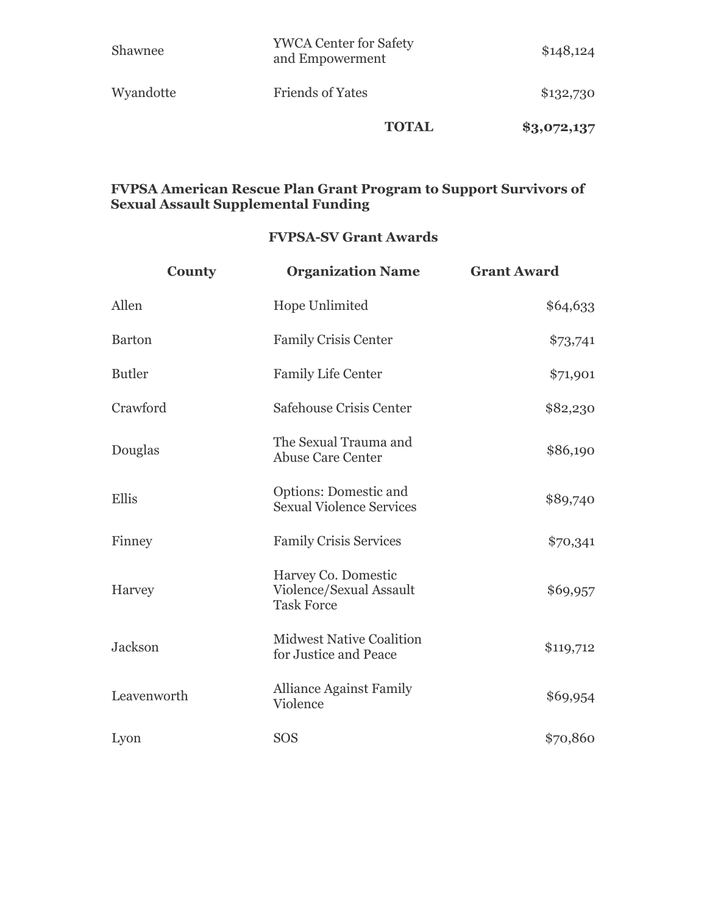| | | |
|---|---|---|
| Shawnee | YWCA Center for Safety and Empowerment | $148,124 |
| Wyandotte | Friends of Yates | $132,730 |
| | **TOTAL** | **$3,072,137** |

**FVPSA American Rescue Plan Grant Program to Support Survivors of Sexual Assault Supplemental Funding**

**FVPSA-SV Grant Awards**

| County | Organization Name | Grant Award |
|---|---|---|
| Allen | Hope Unlimited | $64,633 |
| Barton | Family Crisis Center | $73,741 |
| Butler | Family Life Center | $71,901 |
| Crawford | Safehouse Crisis Center | $82,230 |
| Douglas | The Sexual Trauma and Abuse Care Center | $86,190 |
| Ellis | Options: Domestic and Sexual Violence Services | $89,740 |
| Finney | Family Crisis Services | $70,341 |
| Harvey | Harvey Co. Domestic Violence/Sexual Assault Task Force | $69,957 |
| Jackson | Midwest Native Coalition for Justice and Peace | $119,712 |
| Leavenworth | Alliance Against Family Violence | $69,954 |
| Lyon | SOS | $70,860 |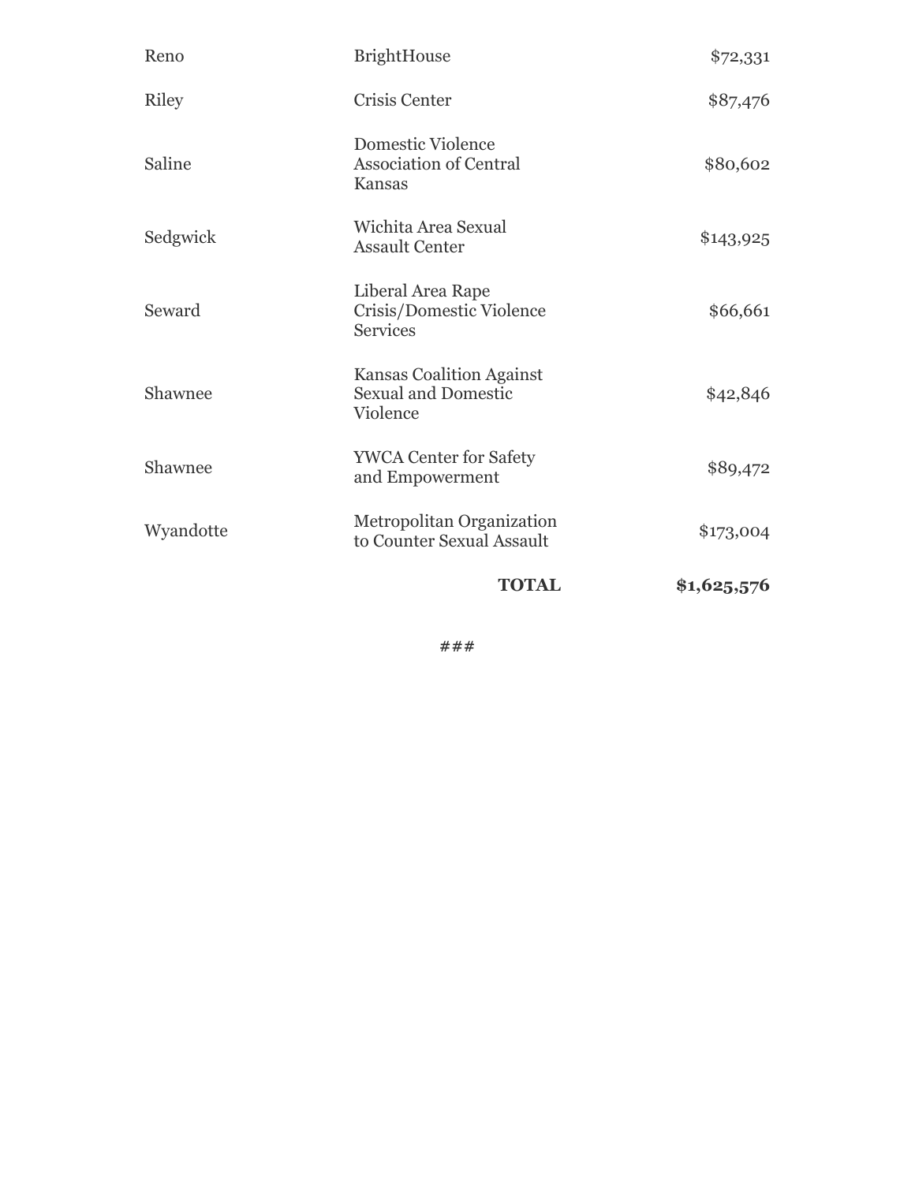| | | |
|---|---|---|
| Reno | BrightHouse | $72,331 |
| Riley | Crisis Center | $87,476 |
| Saline | Domestic Violence Association of Central Kansas | $80,602 |
| Sedgwick | Wichita Area Sexual Assault Center | $143,925 |
| Seward | Liberal Area Rape Crisis/Domestic Violence Services | $66,661 |
| Shawnee | Kansas Coalition Against Sexual and Domestic Violence | $42,846 |
| Shawnee | YWCA Center for Safety and Empowerment | $89,472 |
| Wyandotte | Metropolitan Organization to Counter Sexual Assault | $173,004 |
| | **TOTAL** | **$1,625,576** |

###